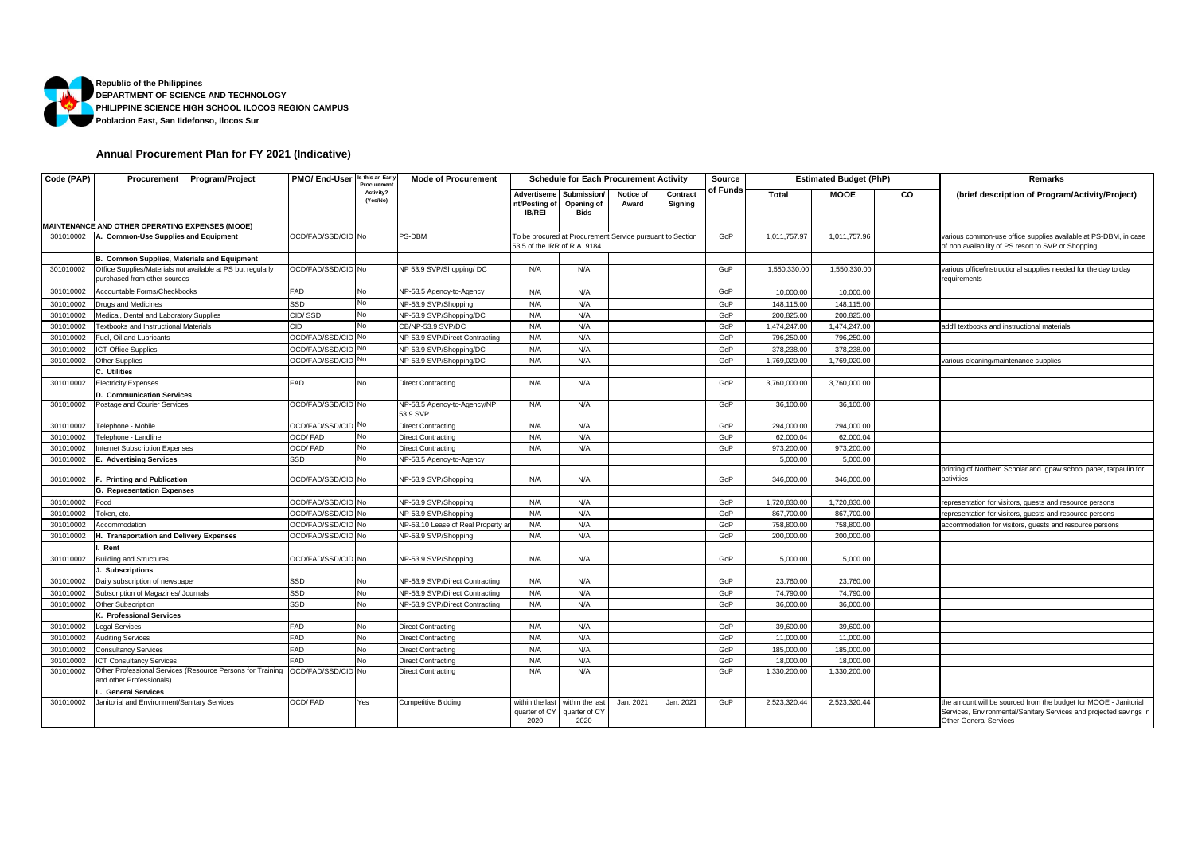Republic of the Philippines
DEPARTMENT OF SCIENCE AND TECHNOLOGY
PHILIPPINE SCIENCE HIGH SCHOOL ILOCOS REGION CAMPUS
Poblacion East, San Ildefonso, Ilocos Sur

## Annual Procurement Plan for FY 2021 (Indicative)

| Code (PAP) | Procurement Program/Project | PMO/ End-User | Is this an Early Procurement Activity? (Yes/No) | Mode of Procurement | Schedule for Each Procurement Activity | | | | Source of Funds | Estimated Budget (PhP) | | | Remarks |
|---|---|---|---|---|---|---|---|---|---|---|---|---|---|
| | | | | | Advertisement/Posting of IB/REI | Submission/ Opening of Bids | Notice of Award | Contract Signing | | Total | MOOE | CO | (brief description of Program/Activity/Project) |
| **MAINTENANCE AND OTHER OPERATING EXPENSES (MOOE)** | | | | | | | | | | | | | |
| 301010002 | **A. Common-Use Supplies and Equipment** | OCD/FAD/SSD/CID | No | PS-DBM | To be procured at Procurement Service pursuant to Section 53.5 of the IRR of R.A. 9184 | | | | GoP | 1,011,757.97 | 1,011,757.96 | | various common-use office supplies available at PS-DBM, in case of non availability of PS resort to SVP or Shopping |
| | **B. Common Supplies, Materials and Equipment** | | | | | | | | | | | | |
| 301010002 | Office Supplies/Materials not available at PS but regularly purchased from other sources | OCD/FAD/SSD/CID | No | NP 53.9 SVP/Shopping/ DC | N/A | N/A | | | GoP | 1,550,330.00 | 1,550,330.00 | | various office/instructional supplies needed for the day to day requirements |
| 301010002 | Accountable Forms/Checkbooks | FAD | No | NP-53.5 Agency-to-Agency | N/A | N/A | | | GoP | 10,000.00 | 10,000.00 | | |
| 301010002 | Drugs and Medicines | SSD | No | NP-53.9 SVP/Shopping | N/A | N/A | | | GoP | 148,115.00 | 148,115.00 | | |
| 301010002 | Medical, Dental and Laboratory Supplies | CID/ SSD | No | NP-53.9 SVP/Shopping/DC | N/A | N/A | | | GoP | 200,825.00 | 200,825.00 | | |
| 301010002 | Textbooks and Instructional Materials | CID | No | CB/NP-53.9 SVP/DC | N/A | N/A | | | GoP | 1,474,247.00 | 1,474,247.00 | | add'l textbooks and instructional materials |
| 301010002 | Fuel, Oil and Lubricants | OCD/FAD/SSD/CID | No | NP-53.9 SVP/Direct Contracting | N/A | N/A | | | GoP | 796,250.00 | 796,250.00 | | |
| 301010002 | ICT Office Supplies | OCD/FAD/SSD/CID | No | NP-53.9 SVP/Shopping/DC | N/A | N/A | | | GoP | 378,238.00 | 378,238.00 | | |
| 301010002 | Other Supplies | OCD/FAD/SSD/CID | No | NP-53.9 SVP/Shopping/DC | N/A | N/A | | | GoP | 1,769,020.00 | 1,769,020.00 | | various cleaning/maintenance supplies |
| | **C. Utilities** | | | | | | | | | | | | |
| 301010002 | Electricity Expenses | FAD | No | Direct Contracting | N/A | N/A | | | GoP | 3,760,000.00 | 3,760,000.00 | | |
| | **D. Communication Services** | | | | | | | | | | | | |
| 301010002 | Postage and Courier Services | OCD/FAD/SSD/CID | No | NP-53.5 Agency-to-Agency/NP 53.9 SVP | N/A | N/A | | | GoP | 36,100.00 | 36,100.00 | | |
| 301010002 | Telephone - Mobile | OCD/FAD/SSD/CID | No | Direct Contracting | N/A | N/A | | | GoP | 294,000.00 | 294,000.00 | | |
| 301010002 | Telephone - Landline | OCD/ FAD | No | Direct Contracting | N/A | N/A | | | GoP | 62,000.04 | 62,000.04 | | |
| 301010002 | Internet Subscription Expenses | OCD/ FAD | No | Direct Contracting | N/A | N/A | | | GoP | 973,200.00 | 973,200.00 | | |
| 301010002 | **E. Advertising Services** | SSD | No | NP-53.5 Agency-to-Agency | | | | | | 5,000.00 | 5,000.00 | | |
| 301010002 | **F. Printing and Publication** | OCD/FAD/SSD/CID | No | NP-53.9 SVP/Shopping | N/A | N/A | | | GoP | 346,000.00 | 346,000.00 | | printing of Northern Scholar and Igpaw school paper, tarpaulin for activities |
| | **G. Representation Expenses** | | | | | | | | | | | | |
| 301010002 | Food | OCD/FAD/SSD/CID | No | NP-53.9 SVP/Shopping | N/A | N/A | | | GoP | 1,720,830.00 | 1,720,830.00 | | representation for visitors, guests and resource persons |
| 301010002 | Token, etc. | OCD/FAD/SSD/CID | No | NP-53.9 SVP/Shopping | N/A | N/A | | | GoP | 867,700.00 | 867,700.00 | | representation for visitors, guests and resource persons |
| 301010002 | Accommodation | OCD/FAD/SSD/CID | No | NP-53.10 Lease of Real Property ar | N/A | N/A | | | GoP | 758,800.00 | 758,800.00 | | accommodation for visitors, guests and resource persons |
| 301010002 | **H. Transportation and Delivery Expenses** | OCD/FAD/SSD/CID | No | NP-53.9 SVP/Shopping | N/A | N/A | | | GoP | 200,000.00 | 200,000.00 | | |
| | **I. Rent** | | | | | | | | | | | | |
| 301010002 | Building and Structures | OCD/FAD/SSD/CID | No | NP-53.9 SVP/Shopping | N/A | N/A | | | GoP | 5,000.00 | 5,000.00 | | |
| | **J. Subscriptions** | | | | | | | | | | | | |
| 301010002 | Daily subscription of newspaper | SSD | No | NP-53.9 SVP/Direct Contracting | N/A | N/A | | | GoP | 23,760.00 | 23,760.00 | | |
| 301010002 | Subscription of Magazines/ Journals | SSD | No | NP-53.9 SVP/Direct Contracting | N/A | N/A | | | GoP | 74,790.00 | 74,790.00 | | |
| 301010002 | Other Subscription | SSD | No | NP-53.9 SVP/Direct Contracting | N/A | N/A | | | GoP | 36,000.00 | 36,000.00 | | |
| | **K. Professional Services** | | | | | | | | | | | | |
| 301010002 | Legal Services | FAD | No | Direct Contracting | N/A | N/A | | | GoP | 39,600.00 | 39,600.00 | | |
| 301010002 | Auditing Services | FAD | No | Direct Contracting | N/A | N/A | | | GoP | 11,000.00 | 11,000.00 | | |
| 301010002 | Consultancy Services | FAD | No | Direct Contracting | N/A | N/A | | | GoP | 185,000.00 | 185,000.00 | | |
| 301010002 | ICT Consultancy Services | FAD | No | Direct Contracting | N/A | N/A | | | GoP | 18,000.00 | 18,000.00 | | |
| 301010002 | Other Professional Services (Resource Persons for Training and other Professionals) | OCD/FAD/SSD/CID | No | Direct Contracting | N/A | N/A | | | GoP | 1,330,200.00 | 1,330,200.00 | | |
| | **L. General Services** | | | | | | | | | | | | |
| 301010002 | Janitorial and Environment/Sanitary Services | OCD/ FAD | Yes | Competitive Bidding | within the last quarter of CY 2020 | within the last quarter of CY 2020 | Jan. 2021 | Jan. 2021 | GoP | 2,523,320.44 | 2,523,320.44 | | the amount will be sourced from the budget for MOOE - Janitorial Services, Environmental/Sanitary Services and projected savings in Other General Services |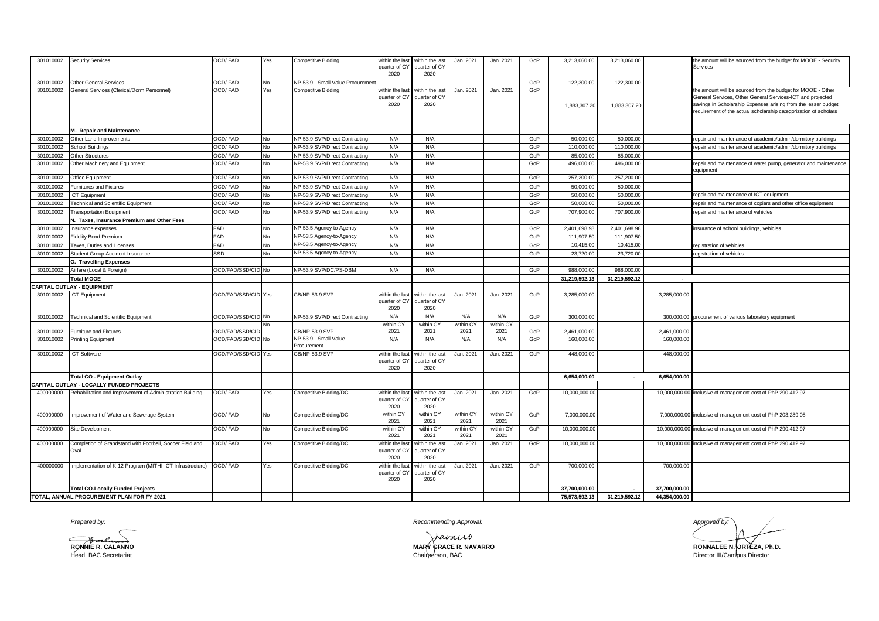| | | | | | | | | | | | | | |
|---|---|---|---|---|---|---|---|---|---|---|---|---|---|
| 301010002 | Security Services | OCD/ FAD | Yes | Competitive Bidding | within the last quarter of CY 2020 | within the last quarter of CY 2020 | Jan. 2021 | Jan. 2021 | GoP | 3,213,060.00 | 3,213,060.00 | | the amount will be sourced from the budget for MOOE - Security Services |
| 301010002 | Other General Services | OCD/ FAD | No | NP-53.9 - Small Value Procurement | | | | | GoP | 122,300.00 | 122,300.00 | | |
| 301010002 | General Services (Clerical/Dorm Personnel) | OCD/ FAD | Yes | Competitive Bidding | within the last quarter of CY 2020 | within the last quarter of CY 2020 | Jan. 2021 | Jan. 2021 | GoP | 1,883,307.20 | 1,883,307.20 | | the amount will be sourced from the budget for MOOE - Other General Services, Other General Services-ICT and projected savings in Scholarship Expenses arising from the lesser budget requirement of the actual scholarship categorization of scholars |
| | **M. Repair and Maintenance** | | | | | | | | | | | | |
| 301010002 | Other Land Improvements | OCD/ FAD | No | NP-53.9 SVP/Direct Contracting | N/A | N/A | | | GoP | 50,000.00 | 50,000.00 | | repair and maintenance of academic/admin/dormitory buildings |
| 301010002 | School Buildings | OCD/ FAD | No | NP-53.9 SVP/Direct Contracting | N/A | N/A | | | GoP | 110,000.00 | 110,000.00 | | repair and maintenance of academic/admin/dormitory buildings |
| 301010002 | Other Structures | OCD/ FAD | No | NP-53.9 SVP/Direct Contracting | N/A | N/A | | | GoP | 85,000.00 | 85,000.00 | | |
| 301010002 | Other Machinery and Equipment | OCD/ FAD | No | NP-53.9 SVP/Direct Contracting | N/A | N/A | | | GoP | 496,000.00 | 496,000.00 | | repair and maintenance of water pump, generator and maintenance equipment |
| 301010002 | Office Equipment | OCD/ FAD | No | NP-53.9 SVP/Direct Contracting | N/A | N/A | | | GoP | 257,200.00 | 257,200.00 | | |
| 301010002 | Furnitures and Fixtures | OCD/ FAD | No | NP-53.9 SVP/Direct Contracting | N/A | N/A | | | GoP | 50,000.00 | 50,000.00 | | |
| 301010002 | ICT Equipment | OCD/ FAD | No | NP-53.9 SVP/Direct Contracting | N/A | N/A | | | GoP | 50,000.00 | 50,000.00 | | repair and maintenance of ICT equipment |
| 301010002 | Technical and Scientific Equipment | OCD/ FAD | No | NP-53.9 SVP/Direct Contracting | N/A | N/A | | | GoP | 50,000.00 | 50,000.00 | | repair and maintenance of copiers and other office equipment |
| 301010002 | Transportation Equipment | OCD/ FAD | No | NP-53.9 SVP/Direct Contracting | N/A | N/A | | | GoP | 707,900.00 | 707,900.00 | | repair and maintenance of vehicles |
| | **N. Taxes, Insurance Premium and Other Fees** | | | | | | | | | | | | |
| 301010002 | Insurance expenses | FAD | No | NP-53.5 Agency-to-Agency | N/A | N/A | | | GoP | 2,401,698.98 | 2,401,698.98 | | insurance of school buildings, vehicles |
| 301010002 | Fidelity Bond Premium | FAD | No | NP-53.5 Agency-to-Agency | N/A | N/A | | | GoP | 111,907.50 | 111,907.50 | | |
| 301010002 | Taxes, Duties and Licenses | FAD | No | NP-53.5 Agency-to-Agency | N/A | N/A | | | GoP | 10,415.00 | 10,415.00 | | registration of vehicles |
| 301010002 | Student Group Accident Insurance | SSD | No | NP-53.5 Agency-to-Agency | N/A | N/A | | | GoP | 23,720.00 | 23,720.00 | | registration of vehicles |
| | **O. Travelling Expenses** | | | | | | | | | | | | |
| 301010002 | Airfare (Local & Foreign) | OCD/FAD/SSD/CID | No | NP-53.9 SVP/DC/PS-DBM | N/A | N/A | | | GoP | 988,000.00 | 988,000.00 | | |
| | **Total MOOE** | | | | | | | | | **31,219,592.13** | **31,219,592.12** | **-** | |
| **CAPITAL OUTLAY - EQUIPMENT** | | | | | | | | | | | | | |
| 301010002 | ICT Equipment | OCD/FAD/SSD/CID | Yes | CB/NP-53.9 SVP | within the last quarter of CY 2020 | within the last quarter of CY 2020 | Jan. 2021 | Jan. 2021 | GoP | 3,285,000.00 | | 3,285,000.00 | |
| 301010002 | Technical and Scientific Equipment | OCD/FAD/SSD/CID | No | NP-53.9 SVP/Direct Contracting | N/A | N/A | N/A | N/A | GoP | 300,000.00 | | 300,000.00 | procurement of various laboratory equipment |
| 301010002 | Furniture and Fixtures | OCD/FAD/SSD/CID | No | CB/NP-53.9 SVP | within CY 2021 | within CY 2021 | within CY 2021 | within CY 2021 | GoP | 2,461,000.00 | | 2,461,000.00 | |
| 301010002 | Printing Equipment | OCD/FAD/SSD/CID | No | NP-53.9 - Small Value Procurement | N/A | N/A | N/A | N/A | GoP | 160,000.00 | | 160,000.00 | |
| 301010002 | ICT Software | OCD/FAD/SSD/CID | Yes | CB/NP-53.9 SVP | within the last quarter of CY 2020 | within the last quarter of CY 2020 | Jan. 2021 | Jan. 2021 | GoP | 448,000.00 | | 448,000.00 | |
| | **Total CO - Equipment Outlay** | | | | | | | | | **6,654,000.00** | **-** | **6,654,000.00** | |
| **CAPITAL OUTLAY - LOCALLY FUNDED PROJECTS** | | | | | | | | | | | | | |
| 400000000 | Rehabilitation and Improvement of Administration Building | OCD/ FAD | Yes | Competitive Bidding/DC | within the last quarter of CY 2020 | within the last quarter of CY 2020 | Jan. 2021 | Jan. 2021 | GoP | 10,000,000.00 | | 10,000,000.00 | inclusive of management cost of PhP 290,412.97 |
| 400000000 | Improvement of Water and Sewerage System | OCD/ FAD | No | Competitive Bidding/DC | within CY 2021 | within CY 2021 | within CY 2021 | within CY 2021 | GoP | 7,000,000.00 | | 7,000,000.00 | inclusive of management cost of PhP 203,289.08 |
| 400000000 | Site Development | OCD/ FAD | No | Competitive Bidding/DC | within CY 2021 | within CY 2021 | within CY 2021 | within CY 2021 | GoP | 10,000,000.00 | | 10,000,000.00 | inclusive of management cost of PhP 290,412.97 |
| 400000000 | Completion of Grandstand with Football, Soccer Field and Oval | OCD/ FAD | Yes | Competitive Bidding/DC | within the last quarter of CY 2020 | within the last quarter of CY 2020 | Jan. 2021 | Jan. 2021 | GoP | 10,000,000.00 | | 10,000,000.00 | inclusive of management cost of PhP 290,412.97 |
| 400000000 | Implementation of K-12 Program (MITHI-ICT Infrastructure) | OCD/ FAD | Yes | Competitive Bidding/DC | within the last quarter of CY 2020 | within the last quarter of CY 2020 | Jan. 2021 | Jan. 2021 | GoP | 700,000.00 | | 700,000.00 | |
| | **Total CO-Locally Funded Projects** | | | | | | | | | **37,700,000.00** | **-** | **37,700,000.00** | |
| **TOTAL, ANNUAL PROCUREMENT PLAN FOR FY 2021** | | | | | | | | | | **75,573,592.13** | **31,219,592.12** | **44,354,000.00** | |

*Prepared by:*

**RONNIE R. CALANNO**
Head, BAC Secretariat

*Recommending Approval:*

**MARY GRACE R. NAVARRO**
Chairperson, BAC

*Approved by:*

**RONNALEE N. ORTEZA, Ph.D.**
Director III/Campus Director